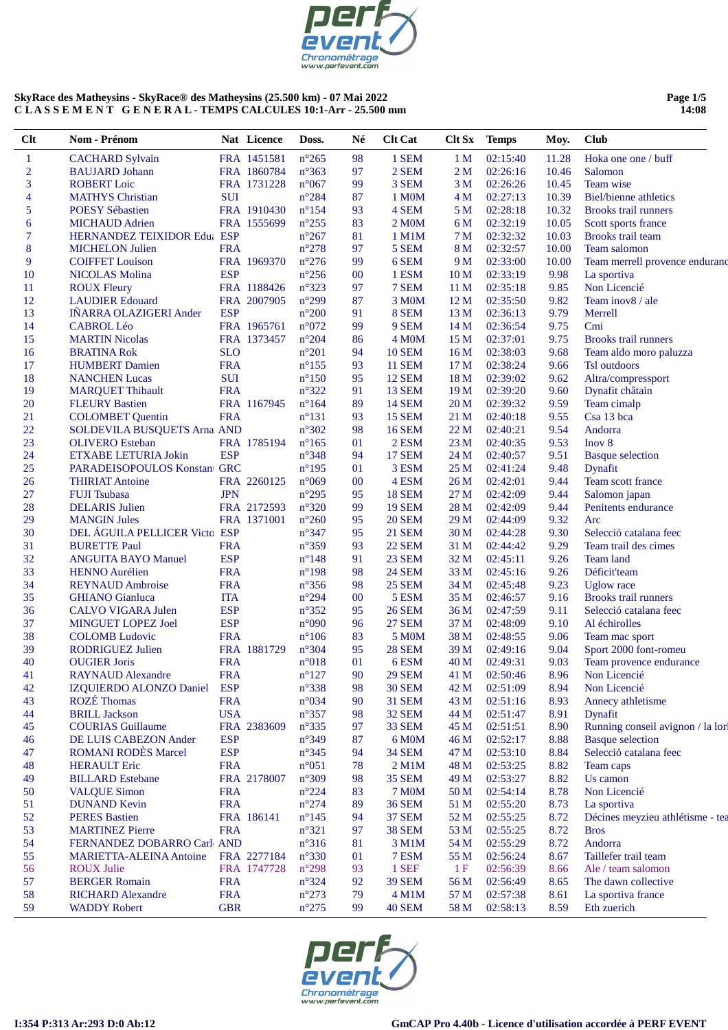**SkyRace des Matheysins - SkyRace® des Matheysins (25.500 km) - 07 Mai 2022**
**C L A S S E M E N T   G E N E R A L - TEMPS CALCULES 10:1-Arr - 25.500 mm**

| Clt | Nom - Prénom | Nat | Licence | Doss. | Né | Clt Cat | Clt Sx | Temps | Moy. | Club |
|---|---|---|---|---|---|---|---|---|---|---|
| 1 | CACHARD Sylvain | FRA | 1451581 | n°265 | 98 | 1 SEM | 1 M | 02:15:40 | 11.28 | Hoka one one / buff |
| 2 | BAUJARD Johann | FRA | 1860784 | n°363 | 97 | 2 SEM | 2 M | 02:26:16 | 10.46 | Salomon |
| 3 | ROBERT Loic | FRA | 1731228 | n°067 | 99 | 3 SEM | 3 M | 02:26:26 | 10.45 | Team wise |
| 4 | MATHYS Christian | SUI | | n°284 | 87 | 1 M0M | 4 M | 02:27:13 | 10.39 | Biel/bienne athletics |
| 5 | POESY Sébastien | FRA | 1910430 | n°154 | 93 | 4 SEM | 5 M | 02:28:18 | 10.32 | Brooks trail runners |
| 6 | MICHAUD Adrien | FRA | 1555699 | n°255 | 83 | 2 M0M | 6 M | 02:32:19 | 10.05 | Scott sports france |
| 7 | HERNANDEZ TEIXIDOR Edua | ESP | | n°267 | 81 | 1 M1M | 7 M | 02:32:32 | 10.03 | Brooks trail team |
| 8 | MICHELON Julien | FRA | | n°278 | 97 | 5 SEM | 8 M | 02:32:57 | 10.00 | Team salomon |
| 9 | COIFFET Louison | FRA | 1969370 | n°276 | 99 | 6 SEM | 9 M | 02:33:00 | 10.00 | Team merrell provence enduranc |
| 10 | NICOLAS Molina | ESP | | n°256 | 00 | 1 ESM | 10 M | 02:33:19 | 9.98 | La sportiva |
| 11 | ROUX Fleury | FRA | 1188426 | n°323 | 97 | 7 SEM | 11 M | 02:35:18 | 9.85 | Non Licencié |
| 12 | LAUDIER Edouard | FRA | 2007905 | n°299 | 87 | 3 M0M | 12 M | 02:35:50 | 9.82 | Team inov8 / ale |
| 13 | IÑARRA OLAZIGERI Ander | ESP | | n°200 | 99 | 8 SEM | 13 M | 02:36:13 | 9.79 | Merrell |
| 14 | CABROL Léo | FRA | 1965761 | n°072 | 99 | 9 SEM | 14 M | 02:36:54 | 9.75 | Cmi |
| 15 | MARTIN Nicolas | FRA | 1373457 | n°204 | 86 | 4 M0M | 15 M | 02:37:01 | 9.75 | Brooks trail runners |
| 16 | BRATINA Rok | SLO | | n°201 | 94 | 10 SEM | 16 M | 02:38:03 | 9.68 | Team aldo moro paluzza |
| 17 | HUMBERT Damien | FRA | | n°155 | 93 | 11 SEM | 17 M | 02:38:24 | 9.66 | Tsl outdoors |
| 18 | NANCHEN Lucas | SUI | | n°150 | 95 | 12 SEM | 18 M | 02:39:02 | 9.62 | Altra/compressport |
| 19 | MARQUET Thibault | FRA | | n°322 | 91 | 13 SEM | 19 M | 02:39:20 | 9.60 | Dynafit châtain |
| 20 | FLEURY Bastien | FRA | 1167945 | n°164 | 89 | 14 SEM | 20 M | 02:39:32 | 9.59 | Team cimalp |
| 21 | COLOMBET Quentin | FRA | | n°131 | 93 | 15 SEM | 21 M | 02:40:18 | 9.55 | Csa 13 bca |
| 22 | SOLDEVILA BUSQUETS Arna | AND | | n°302 | 98 | 16 SEM | 22 M | 02:40:21 | 9.54 | Andorra |
| 23 | OLIVERO Esteban | FRA | 1785194 | n°165 | 01 | 2 ESM | 23 M | 02:40:35 | 9.53 | Inov 8 |
| 24 | ETXABE LETURIA Jokin | ESP | | n°348 | 94 | 17 SEM | 24 M | 02:40:57 | 9.51 | Basque selection |
| 25 | PARADEISOPOULOS Konstan | GRC | | n°195 | 01 | 3 ESM | 25 M | 02:41:24 | 9.48 | Dynafit |
| 26 | THIRIAT Antoine | FRA | 2260125 | n°069 | 00 | 4 ESM | 26 M | 02:42:01 | 9.44 | Team scott france |
| 27 | FUJI Tsubasa | JPN | | n°295 | 95 | 18 SEM | 27 M | 02:42:09 | 9.44 | Salomon japan |
| 28 | DELARIS Julien | FRA | 2172593 | n°320 | 99 | 19 SEM | 28 M | 02:42:09 | 9.44 | Penitents endurance |
| 29 | MANGIN Jules | FRA | 1371001 | n°260 | 95 | 20 SEM | 29 M | 02:44:09 | 9.32 | Arc |
| 30 | DEL ÁGUILA PELLICER Victo | ESP | | n°347 | 95 | 21 SEM | 30 M | 02:44:28 | 9.30 | Selecció catalana feec |
| 31 | BURETTE Paul | FRA | | n°359 | 93 | 22 SEM | 31 M | 02:44:42 | 9.29 | Team trail des cimes |
| 32 | ANGUITA BAYO Manuel | ESP | | n°148 | 91 | 23 SEM | 32 M | 02:45:11 | 9.26 | Team land |
| 33 | HENNO Aurélien | FRA | | n°198 | 98 | 24 SEM | 33 M | 02:45:16 | 9.26 | Déficit'team |
| 34 | REYNAUD Ambroise | FRA | | n°356 | 98 | 25 SEM | 34 M | 02:45:48 | 9.23 | Uglow race |
| 35 | GHIANO Gianluca | ITA | | n°294 | 00 | 5 ESM | 35 M | 02:46:57 | 9.16 | Brooks trail runners |
| 36 | CALVO VIGARA Julen | ESP | | n°352 | 95 | 26 SEM | 36 M | 02:47:59 | 9.11 | Selecció catalana feec |
| 37 | MINGUET LOPEZ Joel | ESP | | n°090 | 96 | 27 SEM | 37 M | 02:48:09 | 9.10 | Al échirolles |
| 38 | COLOMB Ludovic | FRA | | n°106 | 83 | 5 M0M | 38 M | 02:48:55 | 9.06 | Team mac sport |
| 39 | RODRIGUEZ Julien | FRA | 1881729 | n°304 | 95 | 28 SEM | 39 M | 02:49:16 | 9.04 | Sport 2000 font-romeu |
| 40 | OUGIER Joris | FRA | | n°018 | 01 | 6 ESM | 40 M | 02:49:31 | 9.03 | Team provence endurance |
| 41 | RAYNAUD Alexandre | FRA | | n°127 | 90 | 29 SEM | 41 M | 02:50:46 | 8.96 | Non Licencié |
| 42 | IZQUIERDO ALONZO Daniel | ESP | | n°338 | 98 | 30 SEM | 42 M | 02:51:09 | 8.94 | Non Licencié |
| 43 | ROZÉ Thomas | FRA | | n°034 | 90 | 31 SEM | 43 M | 02:51:16 | 8.93 | Annecy athletisme |
| 44 | BRILL Jackson | USA | | n°357 | 98 | 32 SEM | 44 M | 02:51:47 | 8.91 | Dynafit |
| 45 | COURIAS Guillaume | FRA | 2383609 | n°335 | 97 | 33 SEM | 45 M | 02:51:51 | 8.90 | Running conseil avignon / la lori |
| 46 | DE LUIS CABEZON Ander | ESP | | n°349 | 87 | 6 M0M | 46 M | 02:52:17 | 8.88 | Basque selection |
| 47 | ROMANI RODÈS Marcel | ESP | | n°345 | 94 | 34 SEM | 47 M | 02:53:10 | 8.84 | Selecció catalana feec |
| 48 | HERAULT Eric | FRA | | n°051 | 78 | 2 M1M | 48 M | 02:53:25 | 8.82 | Team caps |
| 49 | BILLARD Estebane | FRA | 2178007 | n°309 | 98 | 35 SEM | 49 M | 02:53:27 | 8.82 | Us camon |
| 50 | VALQUE Simon | FRA | | n°224 | 83 | 7 M0M | 50 M | 02:54:14 | 8.78 | Non Licencié |
| 51 | DUNAND Kevin | FRA | | n°274 | 89 | 36 SEM | 51 M | 02:55:20 | 8.73 | La sportiva |
| 52 | PERES Bastien | FRA | 186141 | n°145 | 94 | 37 SEM | 52 M | 02:55:25 | 8.72 | Décines meyzieu athlétisme - tea |
| 53 | MARTINEZ Pierre | FRA | | n°321 | 97 | 38 SEM | 53 M | 02:55:25 | 8.72 | Bros |
| 54 | FERNANDEZ DOBARRO Carl | AND | | n°316 | 81 | 3 M1M | 54 M | 02:55:29 | 8.72 | Andorra |
| 55 | MARIETTA-ALEINA Antoine | FRA | 2277184 | n°330 | 01 | 7 ESM | 55 M | 02:56:24 | 8.67 | Taillefer trail team |
| 56 | ROUX Julie | FRA | 1747728 | n°298 | 93 | 1 SEF | 1 F | 02:56:39 | 8.66 | Ale / team salomon |
| 57 | BERGER Romain | FRA | | n°324 | 92 | 39 SEM | 56 M | 02:56:49 | 8.65 | The dawn collective |
| 58 | RICHARD Alexandre | FRA | | n°273 | 79 | 4 M1M | 57 M | 02:57:38 | 8.61 | La sportiva france |
| 59 | WADDY Robert | GBR | | n°275 | 99 | 40 SEM | 58 M | 02:58:13 | 8.59 | Eth zuerich |

I:354 P:313 Ar:293 D:0 Ab:12

GmCAP Pro 4.40b - Licence d'utilisation accordée à PERF EVENT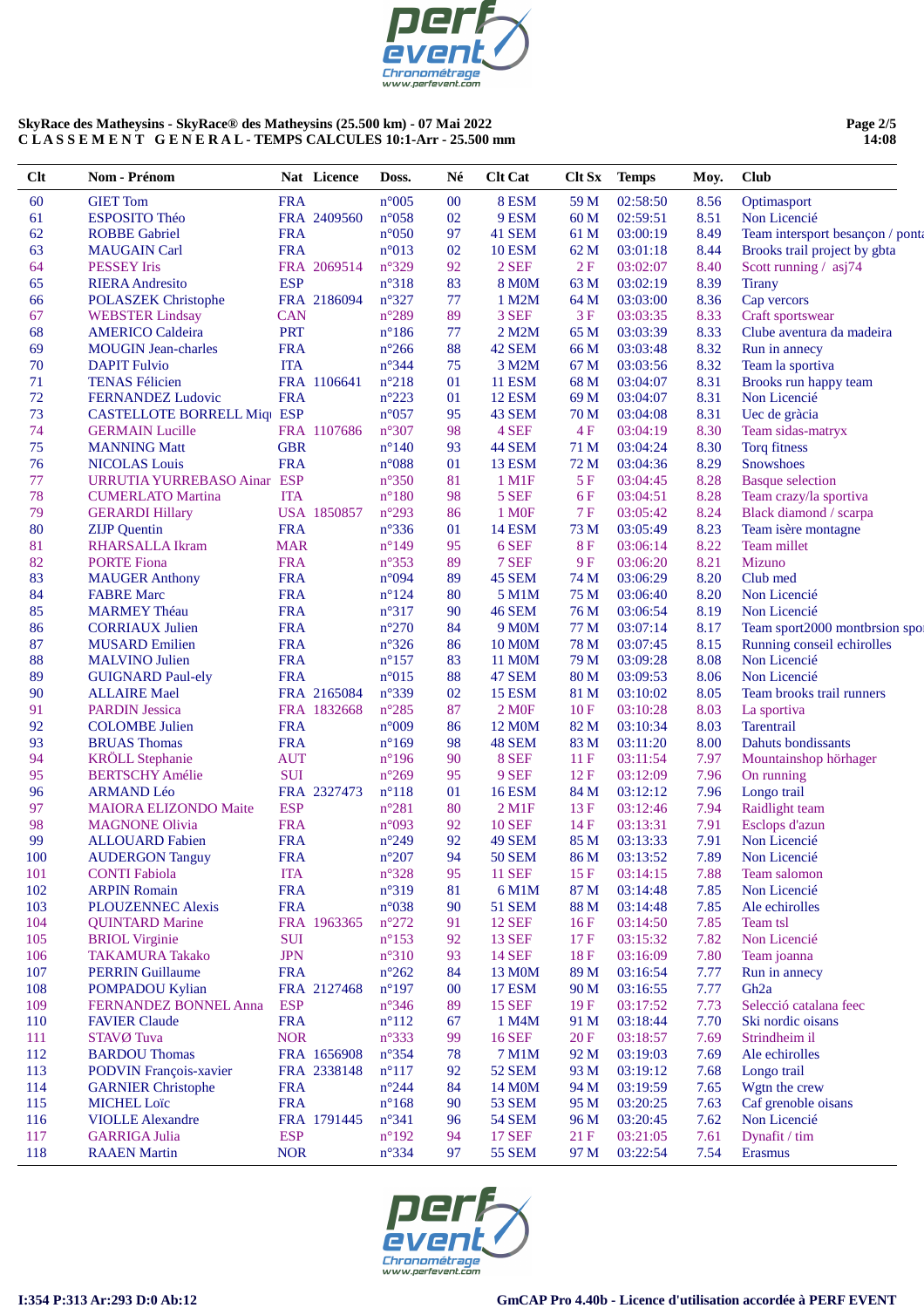**SkyRace des Matheysins - SkyRace® des Matheysins (25.500 km) - 07 Mai 2022**
**C L A S S E M E N T G E N E R A L - TEMPS CALCULES 10:1-Arr - 25.500 mm**

**Page 2/5**
**14:08**

| Clt | Nom - Prénom | Nat | Licence | Doss. | Né | Clt Cat | Clt Sx | Temps | Moy. | Club |
|---|---|---|---|---|---|---|---|---|---|---|
| 60 | GIET Tom | FRA | | n°005 | 00 | 8 ESM | 59 M | 02:58:50 | 8.56 | Optimasport |
| 61 | ESPOSITO Théo | FRA | 2409560 | n°058 | 02 | 9 ESM | 60 M | 02:59:51 | 8.51 | Non Licencié |
| 62 | ROBBE Gabriel | FRA | | n°050 | 97 | 41 SEM | 61 M | 03:00:19 | 8.49 | Team intersport besançon / ponta |
| 63 | MAUGAIN Carl | FRA | | n°013 | 02 | 10 ESM | 62 M | 03:01:18 | 8.44 | Brooks trail project by gbta |
| 64 | PESSEY Iris | FRA | 2069514 | n°329 | 92 | 2 SEF | 2 F | 03:02:07 | 8.40 | Scott running / asj74 |
| 65 | RIERA Andresito | ESP | | n°318 | 83 | 8 M0M | 63 M | 03:02:19 | 8.39 | Tirany |
| 66 | POLASZEK Christophe | FRA | 2186094 | n°327 | 77 | 1 M2M | 64 M | 03:03:00 | 8.36 | Cap vercors |
| 67 | WEBSTER Lindsay | CAN | | n°289 | 89 | 3 SEF | 3 F | 03:03:35 | 8.33 | Craft sportswear |
| 68 | AMERICO Caldeira | PRT | | n°186 | 77 | 2 M2M | 65 M | 03:03:39 | 8.33 | Clube aventura da madeira |
| 69 | MOUGIN Jean-charles | FRA | | n°266 | 88 | 42 SEM | 66 M | 03:03:48 | 8.32 | Run in annecy |
| 70 | DAPIT Fulvio | ITA | | n°344 | 75 | 3 M2M | 67 M | 03:03:56 | 8.32 | Team la sportiva |
| 71 | TENAS Félicien | FRA | 1106641 | n°218 | 01 | 11 ESM | 68 M | 03:04:07 | 8.31 | Brooks run happy team |
| 72 | FERNANDEZ Ludovic | FRA | | n°223 | 01 | 12 ESM | 69 M | 03:04:07 | 8.31 | Non Licencié |
| 73 | CASTELLOTE BORRELL Miqu | ESP | | n°057 | 95 | 43 SEM | 70 M | 03:04:08 | 8.31 | Uec de gràcia |
| 74 | GERMAIN Lucille | FRA | 1107686 | n°307 | 98 | 4 SEF | 4 F | 03:04:19 | 8.30 | Team sidas-matryx |
| 75 | MANNING Matt | GBR | | n°140 | 93 | 44 SEM | 71 M | 03:04:24 | 8.30 | Torq fitness |
| 76 | NICOLAS Louis | FRA | | n°088 | 01 | 13 ESM | 72 M | 03:04:36 | 8.29 | Snowshoes |
| 77 | URRUTIA YURREBASO Ainar | ESP | | n°350 | 81 | 1 M1F | 5 F | 03:04:45 | 8.28 | Basque selection |
| 78 | CUMERLATO Martina | ITA | | n°180 | 98 | 5 SEF | 6 F | 03:04:51 | 8.28 | Team crazy/la sportiva |
| 79 | GERARDI Hillary | USA | 1850857 | n°293 | 86 | 1 M0F | 7 F | 03:05:42 | 8.24 | Black diamond / scarpa |
| 80 | ZIJP Quentin | FRA | | n°336 | 01 | 14 ESM | 73 M | 03:05:49 | 8.23 | Team isère montagne |
| 81 | RHARSALLA Ikram | MAR | | n°149 | 95 | 6 SEF | 8 F | 03:06:14 | 8.22 | Team millet |
| 82 | PORTE Fiona | FRA | | n°353 | 89 | 7 SEF | 9 F | 03:06:20 | 8.21 | Mizuno |
| 83 | MAUGER Anthony | FRA | | n°094 | 89 | 45 SEM | 74 M | 03:06:29 | 8.20 | Club med |
| 84 | FABRE Marc | FRA | | n°124 | 80 | 5 M1M | 75 M | 03:06:40 | 8.20 | Non Licencié |
| 85 | MARMEY Théau | FRA | | n°317 | 90 | 46 SEM | 76 M | 03:06:54 | 8.19 | Non Licencié |
| 86 | CORRIAUX Julien | FRA | | n°270 | 84 | 9 M0M | 77 M | 03:07:14 | 8.17 | Team sport2000 montbrison spo |
| 87 | MUSARD Emilien | FRA | | n°326 | 86 | 10 M0M | 78 M | 03:07:45 | 8.15 | Running conseil echirolles |
| 88 | MALVINO Julien | FRA | | n°157 | 83 | 11 M0M | 79 M | 03:09:28 | 8.08 | Non Licencié |
| 89 | GUIGNARD Paul-ely | FRA | | n°015 | 88 | 47 SEM | 80 M | 03:09:53 | 8.06 | Non Licencié |
| 90 | ALLAIRE Mael | FRA | 2165084 | n°339 | 02 | 15 ESM | 81 M | 03:10:02 | 8.05 | Team brooks trail runners |
| 91 | PARDIN Jessica | FRA | 1832668 | n°285 | 87 | 2 M0F | 10 F | 03:10:28 | 8.03 | La sportiva |
| 92 | COLOMBE Julien | FRA | | n°009 | 86 | 12 M0M | 82 M | 03:10:34 | 8.03 | Tarentrail |
| 93 | BRUAS Thomas | FRA | | n°169 | 98 | 48 SEM | 83 M | 03:11:20 | 8.00 | Dahuts bondissants |
| 94 | KRÖLL Stephanie | AUT | | n°196 | 90 | 8 SEF | 11 F | 03:11:54 | 7.97 | Mountainshop hörhager |
| 95 | BERTSCHY Amélie | SUI | | n°269 | 95 | 9 SEF | 12 F | 03:12:09 | 7.96 | On running |
| 96 | ARMAND Léo | FRA | 2327473 | n°118 | 01 | 16 ESM | 84 M | 03:12:12 | 7.96 | Longo trail |
| 97 | MAIORA ELIZONDO Maite | ESP | | n°281 | 80 | 2 M1F | 13 F | 03:12:46 | 7.94 | Raidlight team |
| 98 | MAGNONE Olivia | FRA | | n°093 | 92 | 10 SEF | 14 F | 03:13:31 | 7.91 | Esclops d'azun |
| 99 | ALLOUARD Fabien | FRA | | n°249 | 92 | 49 SEM | 85 M | 03:13:33 | 7.91 | Non Licencié |
| 100 | AUDERGON Tanguy | FRA | | n°207 | 94 | 50 SEM | 86 M | 03:13:52 | 7.89 | Non Licencié |
| 101 | CONTI Fabiola | ITA | | n°328 | 95 | 11 SEF | 15 F | 03:14:15 | 7.88 | Team salomon |
| 102 | ARPIN Romain | FRA | | n°319 | 81 | 6 M1M | 87 M | 03:14:48 | 7.85 | Non Licencié |
| 103 | PLOUZENNEC Alexis | FRA | | n°038 | 90 | 51 SEM | 88 M | 03:14:48 | 7.85 | Ale echirolles |
| 104 | QUINTARD Marine | FRA | 1963365 | n°272 | 91 | 12 SEF | 16 F | 03:14:50 | 7.85 | Team tsl |
| 105 | BRIOL Virginie | SUI | | n°153 | 92 | 13 SEF | 17 F | 03:15:32 | 7.82 | Non Licencié |
| 106 | TAKAMURA Takako | JPN | | n°310 | 93 | 14 SEF | 18 F | 03:16:09 | 7.80 | Team joanna |
| 107 | PERRIN Guillaume | FRA | | n°262 | 84 | 13 M0M | 89 M | 03:16:54 | 7.77 | Run in annecy |
| 108 | POMPADOU Kylian | FRA | 2127468 | n°197 | 00 | 17 ESM | 90 M | 03:16:55 | 7.77 | Gh2a |
| 109 | FERNANDEZ BONNEL Anna | ESP | | n°346 | 89 | 15 SEF | 19 F | 03:17:52 | 7.73 | Selecció catalana feec |
| 110 | FAVIER Claude | FRA | | n°112 | 67 | 1 M4M | 91 M | 03:18:44 | 7.70 | Ski nordic oisans |
| 111 | STAVØ Tuva | NOR | | n°333 | 99 | 16 SEF | 20 F | 03:18:57 | 7.69 | Strindheim il |
| 112 | BARDOU Thomas | FRA | 1656908 | n°354 | 78 | 7 M1M | 92 M | 03:19:03 | 7.69 | Ale echirolles |
| 113 | PODVIN François-xavier | FRA | 2338148 | n°117 | 92 | 52 SEM | 93 M | 03:19:12 | 7.68 | Longo trail |
| 114 | GARNIER Christophe | FRA | | n°244 | 84 | 14 M0M | 94 M | 03:19:59 | 7.65 | Wgtn the crew |
| 115 | MICHEL Loïc | FRA | | n°168 | 90 | 53 SEM | 95 M | 03:20:25 | 7.63 | Caf grenoble oisans |
| 116 | VIOLLE Alexandre | FRA | 1791445 | n°341 | 96 | 54 SEM | 96 M | 03:20:45 | 7.62 | Non Licencié |
| 117 | GARRIGA Julia | ESP | | n°192 | 94 | 17 SEF | 21 F | 03:21:05 | 7.61 | Dynafit / tim |
| 118 | RAAEN Martin | NOR | | n°334 | 97 | 55 SEM | 97 M | 03:22:54 | 7.54 | Erasmus |

I:354 P:313 Ar:293 D:0 Ab:12

GmCAP Pro 4.40b - Licence d'utilisation accordée à PERF EVENT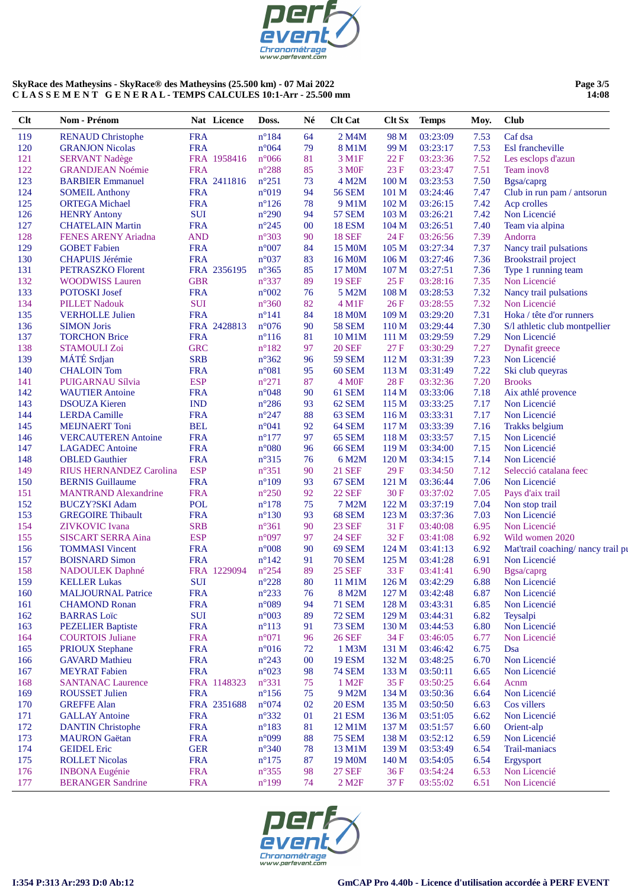**SkyRace des Matheysins - SkyRace® des Matheysins (25.500 km) - 07 Mai 2022**
**C L A S S E M E N T G E N E R A L - TEMPS CALCULES 10:1-Arr - 25.500 mm**

| Clt | Nom - Prénom | Nat | Licence | Doss. | Né | Clt Cat | Clt Sx | Temps | Moy. | Club |
|---|---|---|---|---|---|---|---|---|---|---|
| 119 | RENAUD Christophe | FRA | | n°184 | 64 | 2 M4M | 98 M | 03:23:09 | 7.53 | Caf dsa |
| 120 | GRANJON Nicolas | FRA | | n°064 | 79 | 8 M1M | 99 M | 03:23:17 | 7.53 | Esl francheville |
| 121 | SERVANT Nadège | FRA | 1958416 | n°066 | 81 | 3 M1F | 22 F | 03:23:36 | 7.52 | Les esclops d'azun |
| 122 | GRANDJEAN Noémie | FRA | | n°288 | 85 | 3 M0F | 23 F | 03:23:47 | 7.51 | Team inov8 |
| 123 | BARBIER Emmanuel | FRA | 2411816 | n°251 | 73 | 4 M2M | 100 M | 03:23:53 | 7.50 | Bgsa/caprg |
| 124 | SOMEIL Anthony | FRA | | n°019 | 94 | 56 SEM | 101 M | 03:24:46 | 7.47 | Club in run pam / antsorun |
| 125 | ORTEGA Michael | FRA | | n°126 | 78 | 9 M1M | 102 M | 03:26:15 | 7.42 | Acp crolles |
| 126 | HENRY Antony | SUI | | n°290 | 94 | 57 SEM | 103 M | 03:26:21 | 7.42 | Non Licencié |
| 127 | CHATELAIN Martin | FRA | | n°245 | 00 | 18 ESM | 104 M | 03:26:51 | 7.40 | Team via alpina |
| 128 | FENES ARENY Ariadna | AND | | n°303 | 90 | 18 SEF | 24 F | 03:26:56 | 7.39 | Andorra |
| 129 | GOBET Fabien | FRA | | n°007 | 84 | 15 M0M | 105 M | 03:27:34 | 7.37 | Nancy trail pulsations |
| 130 | CHAPUIS Jérémie | FRA | | n°037 | 83 | 16 M0M | 106 M | 03:27:46 | 7.36 | Brookstrail project |
| 131 | PETRASZKO Florent | FRA | 2356195 | n°365 | 85 | 17 M0M | 107 M | 03:27:51 | 7.36 | Type 1 running team |
| 132 | WOODWISS Lauren | GBR | | n°337 | 89 | 19 SEF | 25 F | 03:28:16 | 7.35 | Non Licencié |
| 133 | POTOSKI Josef | FRA | | n°002 | 76 | 5 M2M | 108 M | 03:28:53 | 7.32 | Nancy trail pulsations |
| 134 | PILLET Nadouk | SUI | | n°360 | 82 | 4 M1F | 26 F | 03:28:55 | 7.32 | Non Licencié |
| 135 | VERHOLLE Julien | FRA | | n°141 | 84 | 18 M0M | 109 M | 03:29:20 | 7.31 | Hoka / tête d'or runners |
| 136 | SIMON Joris | FRA | 2428813 | n°076 | 90 | 58 SEM | 110 M | 03:29:44 | 7.30 | S/l athletic club montpellier |
| 137 | TORCHON Brice | FRA | | n°116 | 81 | 10 M1M | 111 M | 03:29:59 | 7.29 | Non Licencié |
| 138 | STAMOULI Zoi | GRC | | n°182 | 97 | 20 SEF | 27 F | 03:30:29 | 7.27 | Dynafit greece |
| 139 | MÁTÉ Srdjan | SRB | | n°362 | 96 | 59 SEM | 112 M | 03:31:39 | 7.23 | Non Licencié |
| 140 | CHALOIN Tom | FRA | | n°081 | 95 | 60 SEM | 113 M | 03:31:49 | 7.22 | Ski club queyras |
| 141 | PUIGARNAU Sílvia | ESP | | n°271 | 87 | 4 M0F | 28 F | 03:32:36 | 7.20 | Brooks |
| 142 | WAUTIER Antoine | FRA | | n°048 | 90 | 61 SEM | 114 M | 03:33:06 | 7.18 | Aix athlé provence |
| 143 | DSOUZA Kieren | IND | | n°286 | 93 | 62 SEM | 115 M | 03:33:25 | 7.17 | Non Licencié |
| 144 | LERDA Camille | FRA | | n°247 | 88 | 63 SEM | 116 M | 03:33:31 | 7.17 | Non Licencié |
| 145 | MEIJNAERT Toni | BEL | | n°041 | 92 | 64 SEM | 117 M | 03:33:39 | 7.16 | Trakks belgium |
| 146 | VERCAUTEREN Antoine | FRA | | n°177 | 97 | 65 SEM | 118 M | 03:33:57 | 7.15 | Non Licencié |
| 147 | LAGADEC Antoine | FRA | | n°080 | 96 | 66 SEM | 119 M | 03:34:00 | 7.15 | Non Licencié |
| 148 | OBLED Gauthier | FRA | | n°315 | 76 | 6 M2M | 120 M | 03:34:15 | 7.14 | Non Licencié |
| 149 | RIUS HERNANDEZ Carolina | ESP | | n°351 | 90 | 21 SEF | 29 F | 03:34:50 | 7.12 | Selecció catalana feec |
| 150 | BERNIS Guillaume | FRA | | n°109 | 93 | 67 SEM | 121 M | 03:36:44 | 7.06 | Non Licencié |
| 151 | MANTRAND Alexandrine | FRA | | n°250 | 92 | 22 SEF | 30 F | 03:37:02 | 7.05 | Pays d'aix trail |
| 152 | BUCZY?SKI Adam | POL | | n°178 | 75 | 7 M2M | 122 M | 03:37:19 | 7.04 | Non stop trail |
| 153 | GREGOIRE Thibault | FRA | | n°130 | 93 | 68 SEM | 123 M | 03:37:36 | 7.03 | Non Licencié |
| 154 | ZIVKOVIC Ivana | SRB | | n°361 | 90 | 23 SEF | 31 F | 03:40:08 | 6.95 | Non Licencié |
| 155 | SISCART SERRA Aina | ESP | | n°097 | 97 | 24 SEF | 32 F | 03:41:08 | 6.92 | Wild women 2020 |
| 156 | TOMMASI Vincent | FRA | | n°008 | 90 | 69 SEM | 124 M | 03:41:13 | 6.92 | Mat'trail coaching/ nancy trail pu |
| 157 | BOISNARD Simon | FRA | | n°142 | 91 | 70 SEM | 125 M | 03:41:28 | 6.91 | Non Licencié |
| 158 | NADOULEK Daphné | FRA | 1229094 | n°254 | 89 | 25 SEF | 33 F | 03:41:41 | 6.90 | Bgsa/caprg |
| 159 | KELLER Lukas | SUI | | n°228 | 80 | 11 M1M | 126 M | 03:42:29 | 6.88 | Non Licencié |
| 160 | MALJOURNAL Patrice | FRA | | n°233 | 76 | 8 M2M | 127 M | 03:42:48 | 6.87 | Non Licencié |
| 161 | CHAMOND Ronan | FRA | | n°089 | 94 | 71 SEM | 128 M | 03:43:31 | 6.85 | Non Licencié |
| 162 | BARRAS Loïc | SUI | | n°003 | 89 | 72 SEM | 129 M | 03:44:31 | 6.82 | Teysalpi |
| 163 | PEZELIER Baptiste | FRA | | n°113 | 91 | 73 SEM | 130 M | 03:44:53 | 6.80 | Non Licencié |
| 164 | COURTOIS Juliane | FRA | | n°071 | 96 | 26 SEF | 34 F | 03:46:05 | 6.77 | Non Licencié |
| 165 | PRIOUX Stephane | FRA | | n°016 | 72 | 1 M3M | 131 M | 03:46:42 | 6.75 | Dsa |
| 166 | GAVARD Mathieu | FRA | | n°243 | 00 | 19 ESM | 132 M | 03:48:25 | 6.70 | Non Licencié |
| 167 | MEYRAT Fabien | FRA | | n°023 | 98 | 74 SEM | 133 M | 03:50:11 | 6.65 | Non Licencié |
| 168 | SANTANAC Laurence | FRA | 1148323 | n°331 | 75 | 1 M2F | 35 F | 03:50:25 | 6.64 | Acnm |
| 169 | ROUSSET Julien | FRA | | n°156 | 75 | 9 M2M | 134 M | 03:50:36 | 6.64 | Non Licencié |
| 170 | GREFFE Alan | FRA | 2351688 | n°074 | 02 | 20 ESM | 135 M | 03:50:50 | 6.63 | Cos villers |
| 171 | GALLAY Antoine | FRA | | n°332 | 01 | 21 ESM | 136 M | 03:51:05 | 6.62 | Non Licencié |
| 172 | DANTIN Christophe | FRA | | n°183 | 81 | 12 M1M | 137 M | 03:51:57 | 6.60 | Orient-alp |
| 173 | MAURON Gaëtan | FRA | | n°099 | 88 | 75 SEM | 138 M | 03:52:12 | 6.59 | Non Licencié |
| 174 | GEIDEL Eric | GER | | n°340 | 78 | 13 M1M | 139 M | 03:53:49 | 6.54 | Trail-maniacs |
| 175 | ROLLET Nicolas | FRA | | n°175 | 87 | 19 M0M | 140 M | 03:54:05 | 6.54 | Ergysport |
| 176 | INBONA Eugénie | FRA | | n°355 | 98 | 27 SEF | 36 F | 03:54:24 | 6.53 | Non Licencié |
| 177 | BERANGER Sandrine | FRA | | n°199 | 74 | 2 M2F | 37 F | 03:55:02 | 6.51 | Non Licencié |

I:354 P:313 Ar:293 D:0 Ab:12

GmCAP Pro 4.40b - Licence d'utilisation accordée à PERF EVENT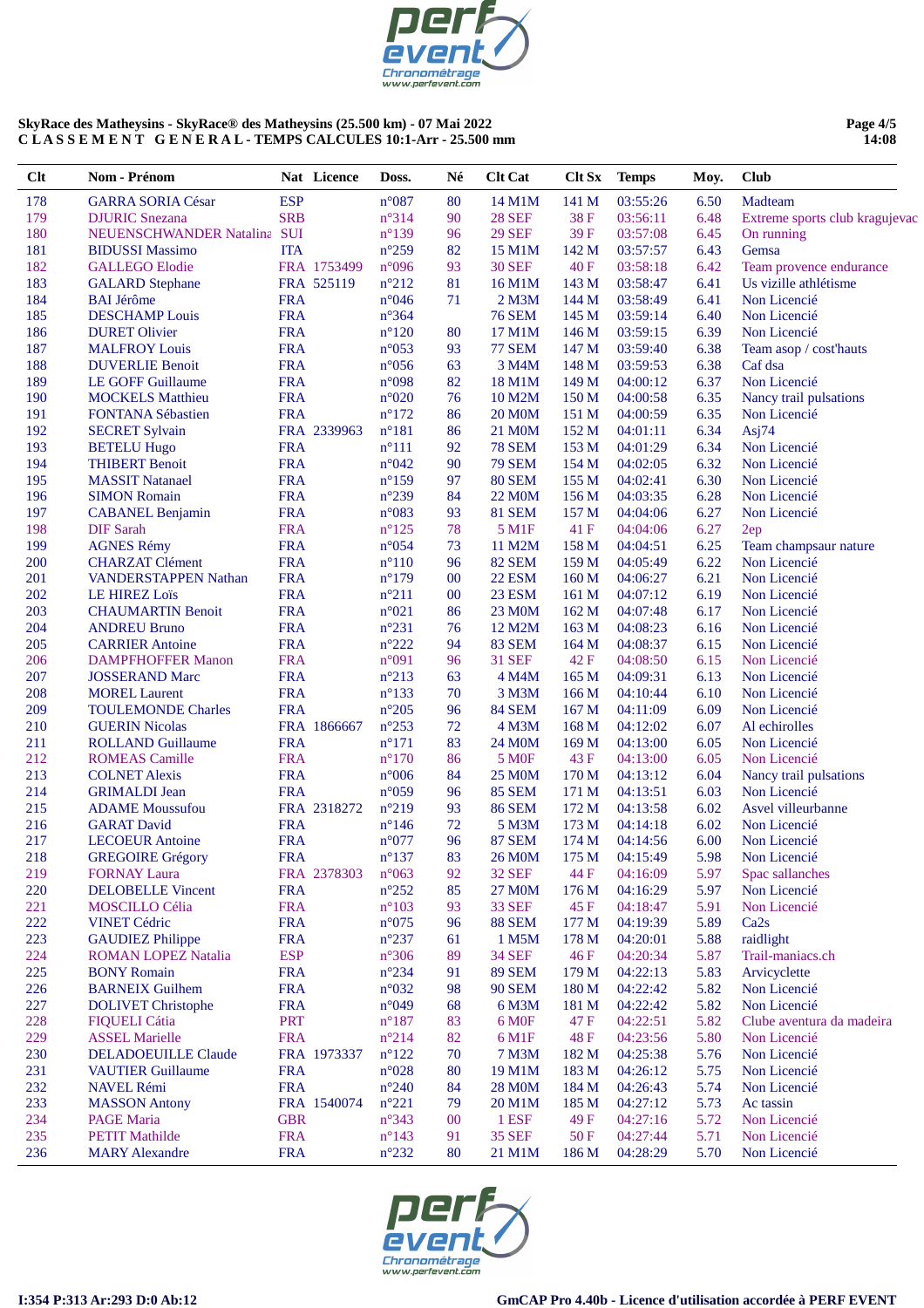**SkyRace des Matheysins - SkyRace® des Matheysins (25.500 km) - 07 Mai 2022**
**C L A S S E M E N T   G E N E R A L - TEMPS CALCULES 10:1-Arr - 25.500 mm**

**14:08**

| Clt | Nom - Prénom | Nat | Licence | Doss. | Né | Clt Cat | Clt Sx | Temps | Moy. | Club |
|---|---|---|---|---|---|---|---|---|---|---|
| 178 | GARRA SORIA César | ESP | | n°087 | 80 | 14 M1M | 141 M | 03:55:26 | 6.50 | Madteam |
| 179 | DJURIC Snezana | SRB | | n°314 | 90 | 28 SEF | 38 F | 03:56:11 | 6.48 | Extreme sports club kragujevac |
| 180 | NEUENSCHWANDER Natalina | SUI | | n°139 | 96 | 29 SEF | 39 F | 03:57:08 | 6.45 | On running |
| 181 | BIDUSSI Massimo | ITA | | n°259 | 82 | 15 M1M | 142 M | 03:57:57 | 6.43 | Gemsa |
| 182 | GALLEGO Elodie | FRA | 1753499 | n°096 | 93 | 30 SEF | 40 F | 03:58:18 | 6.42 | Team provence endurance |
| 183 | GALARD Stephane | FRA | 525119 | n°212 | 81 | 16 M1M | 143 M | 03:58:47 | 6.41 | Us vizille athlétisme |
| 184 | BAI Jérôme | FRA | | n°046 | 71 | 2 M3M | 144 M | 03:58:49 | 6.41 | Non Licencié |
| 185 | DESCHAMP Louis | FRA | | n°364 | | 76 SEM | 145 M | 03:59:14 | 6.40 | Non Licencié |
| 186 | DURET Olivier | FRA | | n°120 | 80 | 17 M1M | 146 M | 03:59:15 | 6.39 | Non Licencié |
| 187 | MALFROY Louis | FRA | | n°053 | 93 | 77 SEM | 147 M | 03:59:40 | 6.38 | Team asop / cost'hauts |
| 188 | DUVERLIE Benoit | FRA | | n°056 | 63 | 3 M4M | 148 M | 03:59:53 | 6.38 | Caf dsa |
| 189 | LE GOFF Guillaume | FRA | | n°098 | 82 | 18 M1M | 149 M | 04:00:12 | 6.37 | Non Licencié |
| 190 | MOCKELS Matthieu | FRA | | n°020 | 76 | 10 M2M | 150 M | 04:00:58 | 6.35 | Nancy trail pulsations |
| 191 | FONTANA Sébastien | FRA | | n°172 | 86 | 20 M0M | 151 M | 04:00:59 | 6.35 | Non Licencié |
| 192 | SECRET Sylvain | FRA | 2339963 | n°181 | 86 | 21 M0M | 152 M | 04:01:11 | 6.34 | Asj74 |
| 193 | BETELU Hugo | FRA | | n°111 | 92 | 78 SEM | 153 M | 04:01:29 | 6.34 | Non Licencié |
| 194 | THIBERT Benoit | FRA | | n°042 | 90 | 79 SEM | 154 M | 04:02:05 | 6.32 | Non Licencié |
| 195 | MASSIT Natanael | FRA | | n°159 | 97 | 80 SEM | 155 M | 04:02:41 | 6.30 | Non Licencié |
| 196 | SIMON Romain | FRA | | n°239 | 84 | 22 M0M | 156 M | 04:03:35 | 6.28 | Non Licencié |
| 197 | CABANEL Benjamin | FRA | | n°083 | 93 | 81 SEM | 157 M | 04:04:06 | 6.27 | Non Licencié |
| 198 | DIF Sarah | FRA | | n°125 | 78 | 5 M1F | 41 F | 04:04:06 | 6.27 | 2ep |
| 199 | AGNES Rémy | FRA | | n°054 | 73 | 11 M2M | 158 M | 04:04:51 | 6.25 | Team champsaur nature |
| 200 | CHARZAT Clément | FRA | | n°110 | 96 | 82 SEM | 159 M | 04:05:49 | 6.22 | Non Licencié |
| 201 | VANDERSTAPPEN Nathan | FRA | | n°179 | 00 | 22 ESM | 160 M | 04:06:27 | 6.21 | Non Licencié |
| 202 | LE HIREZ Loïs | FRA | | n°211 | 00 | 23 ESM | 161 M | 04:07:12 | 6.19 | Non Licencié |
| 203 | CHAUMARTIN Benoit | FRA | | n°021 | 86 | 23 M0M | 162 M | 04:07:48 | 6.17 | Non Licencié |
| 204 | ANDREU Bruno | FRA | | n°231 | 76 | 12 M2M | 163 M | 04:08:23 | 6.16 | Non Licencié |
| 205 | CARRIER Antoine | FRA | | n°222 | 94 | 83 SEM | 164 M | 04:08:37 | 6.15 | Non Licencié |
| 206 | DAMPFHOFFER Manon | FRA | | n°091 | 96 | 31 SEF | 42 F | 04:08:50 | 6.15 | Non Licencié |
| 207 | JOSSERAND Marc | FRA | | n°213 | 63 | 4 M4M | 165 M | 04:09:31 | 6.13 | Non Licencié |
| 208 | MOREL Laurent | FRA | | n°133 | 70 | 3 M3M | 166 M | 04:10:44 | 6.10 | Non Licencié |
| 209 | TOULEMONDE Charles | FRA | | n°205 | 96 | 84 SEM | 167 M | 04:11:09 | 6.09 | Non Licencié |
| 210 | GUERIN Nicolas | FRA | 1866667 | n°253 | 72 | 4 M3M | 168 M | 04:12:02 | 6.07 | Al echirolles |
| 211 | ROLLAND Guillaume | FRA | | n°171 | 83 | 24 M0M | 169 M | 04:13:00 | 6.05 | Non Licencié |
| 212 | ROMEAS Camille | FRA | | n°170 | 86 | 5 M0F | 43 F | 04:13:00 | 6.05 | Non Licencié |
| 213 | COLNET Alexis | FRA | | n°006 | 84 | 25 M0M | 170 M | 04:13:12 | 6.04 | Nancy trail pulsations |
| 214 | GRIMALDI Jean | FRA | | n°059 | 96 | 85 SEM | 171 M | 04:13:51 | 6.03 | Non Licencié |
| 215 | ADAME Moussufou | FRA | 2318272 | n°219 | 93 | 86 SEM | 172 M | 04:13:58 | 6.02 | Asvel villeurbanne |
| 216 | GARAT David | FRA | | n°146 | 72 | 5 M3M | 173 M | 04:14:18 | 6.02 | Non Licencié |
| 217 | LECOEUR Antoine | FRA | | n°077 | 96 | 87 SEM | 174 M | 04:14:56 | 6.00 | Non Licencié |
| 218 | GREGOIRE Grégory | FRA | | n°137 | 83 | 26 M0M | 175 M | 04:15:49 | 5.98 | Non Licencié |
| 219 | FORNAY Laura | FRA | 2378303 | n°063 | 92 | 32 SEF | 44 F | 04:16:09 | 5.97 | Spac sallanches |
| 220 | DELOBELLE Vincent | FRA | | n°252 | 85 | 27 M0M | 176 M | 04:16:29 | 5.97 | Non Licencié |
| 221 | MOSCILLO Célia | FRA | | n°103 | 93 | 33 SEF | 45 F | 04:18:47 | 5.91 | Non Licencié |
| 222 | VINET Cédric | FRA | | n°075 | 96 | 88 SEM | 177 M | 04:19:39 | 5.89 | Ca2s |
| 223 | GAUDIEZ Philippe | FRA | | n°237 | 61 | 1 M5M | 178 M | 04:20:01 | 5.88 | raidlight |
| 224 | ROMAN LOPEZ Natalia | ESP | | n°306 | 89 | 34 SEF | 46 F | 04:20:34 | 5.87 | Trail-maniacs.ch |
| 225 | BONY Romain | FRA | | n°234 | 91 | 89 SEM | 179 M | 04:22:13 | 5.83 | Arvicyclette |
| 226 | BARNEIX Guilhem | FRA | | n°032 | 98 | 90 SEM | 180 M | 04:22:42 | 5.82 | Non Licencié |
| 227 | DOLIVET Christophe | FRA | | n°049 | 68 | 6 M3M | 181 M | 04:22:42 | 5.82 | Non Licencié |
| 228 | FIQUELI Cátia | PRT | | n°187 | 83 | 6 M0F | 47 F | 04:22:51 | 5.82 | Clube aventura da madeira |
| 229 | ASSEL Marielle | FRA | | n°214 | 82 | 6 M1F | 48 F | 04:23:56 | 5.80 | Non Licencié |
| 230 | DELADOEUILLE Claude | FRA | 1973337 | n°122 | 70 | 7 M3M | 182 M | 04:25:38 | 5.76 | Non Licencié |
| 231 | VAUTIER Guillaume | FRA | | n°028 | 80 | 19 M1M | 183 M | 04:26:12 | 5.75 | Non Licencié |
| 232 | NAVEL Rémi | FRA | | n°240 | 84 | 28 M0M | 184 M | 04:26:43 | 5.74 | Non Licencié |
| 233 | MASSON Antony | FRA | 1540074 | n°221 | 79 | 20 M1M | 185 M | 04:27:12 | 5.73 | Ac tassin |
| 234 | PAGE Maria | GBR | | n°343 | 00 | 1 ESF | 49 F | 04:27:16 | 5.72 | Non Licencié |
| 235 | PETIT Mathilde | FRA | | n°143 | 91 | 35 SEF | 50 F | 04:27:44 | 5.71 | Non Licencié |
| 236 | MARY Alexandre | FRA | | n°232 | 80 | 21 M1M | 186 M | 04:28:29 | 5.70 | Non Licencié |

I:354 P:313 Ar:293 D:0 Ab:12

GmCAP Pro 4.40b - Licence d'utilisation accordée à PERF EVENT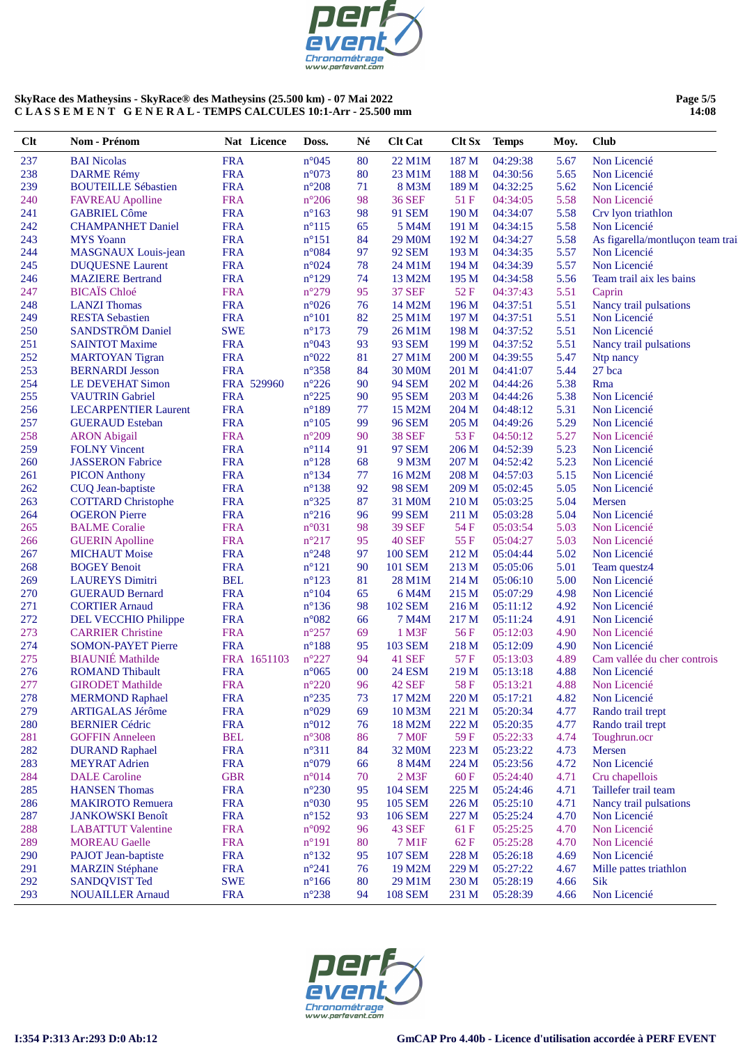**SkyRace des Matheysins - SkyRace® des Matheysins (25.500 km) - 07 Mai 2022**
**C L A S S E M E N T   G E N E R A L - TEMPS CALCULES 10:1-Arr - 25.500 mm**

**Page 5/5**
**14:08**

| Clt | Nom - Prénom | Nat | Licence | Doss. | Né | Clt Cat | Clt Sx | Temps | Moy. | Club |
|---|---|---|---|---|---|---|---|---|---|---|
| 237 | BAI Nicolas | FRA | | n°045 | 80 | 22 M1M | 187 M | 04:29:38 | 5.67 | Non Licencié |
| 238 | DARME Rémy | FRA | | n°073 | 80 | 23 M1M | 188 M | 04:30:56 | 5.65 | Non Licencié |
| 239 | BOUTEILLE Sébastien | FRA | | n°208 | 71 | 8 M3M | 189 M | 04:32:25 | 5.62 | Non Licencié |
| 240 | FAVREAU Apolline | FRA | | n°206 | 98 | 36 SEF | 51 F | 04:34:05 | 5.58 | Non Licencié |
| 241 | GABRIEL Côme | FRA | | n°163 | 98 | 91 SEM | 190 M | 04:34:07 | 5.58 | Crv lyon triathlon |
| 242 | CHAMPANHET Daniel | FRA | | n°115 | 65 | 5 M4M | 191 M | 04:34:15 | 5.58 | Non Licencié |
| 243 | MYS Yoann | FRA | | n°151 | 98 | 29 M0M | 192 M | 04:34:27 | 5.58 | As figarella/montluçon team trai |
| 244 | MASGNAUX Louis-jean | FRA | | n°084 | 97 | 92 SEM | 193 M | 04:34:35 | 5.57 | Non Licencié |
| 245 | DUQUESNE Laurent | FRA | | n°024 | 78 | 24 M1M | 194 M | 04:34:39 | 5.57 | Non Licencié |
| 246 | MAZIERE Bertrand | FRA | | n°129 | 74 | 13 M2M | 195 M | 04:34:58 | 5.56 | Team trail aix les bains |
| 247 | BICAÏS Chloé | FRA | | n°279 | 95 | 37 SEF | 52 F | 04:37:43 | 5.51 | Caprin |
| 248 | LANZI Thomas | FRA | | n°026 | 76 | 14 M2M | 196 M | 04:37:51 | 5.51 | Nancy trail pulsations |
| 249 | RESTA Sebastien | FRA | | n°101 | 82 | 25 M1M | 197 M | 04:37:51 | 5.51 | Non Licencié |
| 250 | SANDSTRÖM Daniel | SWE | | n°173 | 79 | 26 M1M | 198 M | 04:37:52 | 5.51 | Non Licencié |
| 251 | SAINTOT Maxime | FRA | | n°043 | 93 | 93 SEM | 199 M | 04:37:52 | 5.51 | Nancy trail pulsations |
| 252 | MARTOYAN Tigran | FRA | | n°022 | 81 | 27 M1M | 200 M | 04:39:55 | 5.47 | Ntp nancy |
| 253 | BERNARDI Jesson | FRA | | n°358 | 84 | 30 M0M | 201 M | 04:41:07 | 5.44 | 27 bca |
| 254 | LE DEVEHAT Simon | FRA | 529960 | n°226 | 90 | 94 SEM | 202 M | 04:44:26 | 5.38 | Rma |
| 255 | VAUTRIN Gabriel | FRA | | n°225 | 90 | 95 SEM | 203 M | 04:44:26 | 5.38 | Non Licencié |
| 256 | LECARPENTIER Laurent | FRA | | n°189 | 77 | 15 M2M | 204 M | 04:48:12 | 5.31 | Non Licencié |
| 257 | GUERAUD Esteban | FRA | | n°105 | 99 | 96 SEM | 205 M | 04:49:26 | 5.29 | Non Licencié |
| 258 | ARON Abigail | FRA | | n°209 | 90 | 38 SEF | 53 F | 04:50:12 | 5.27 | Non Licencié |
| 259 | FOLNY Vincent | FRA | | n°114 | 91 | 97 SEM | 206 M | 04:52:39 | 5.23 | Non Licencié |
| 260 | JASSERON Fabrice | FRA | | n°128 | 68 | 9 M3M | 207 M | 04:52:42 | 5.23 | Non Licencié |
| 261 | PICON Anthony | FRA | | n°134 | 77 | 16 M2M | 208 M | 04:57:03 | 5.15 | Non Licencié |
| 262 | CUQ Jean-baptiste | FRA | | n°138 | 92 | 98 SEM | 209 M | 05:02:45 | 5.05 | Non Licencié |
| 263 | COTTARD Christophe | FRA | | n°325 | 87 | 31 M0M | 210 M | 05:03:25 | 5.04 | Mersen |
| 264 | OGERON Pierre | FRA | | n°216 | 96 | 99 SEM | 211 M | 05:03:28 | 5.04 | Non Licencié |
| 265 | BALME Coralie | FRA | | n°031 | 98 | 39 SEF | 54 F | 05:03:54 | 5.03 | Non Licencié |
| 266 | GUERIN Apolline | FRA | | n°217 | 95 | 40 SEF | 55 F | 05:04:27 | 5.03 | Non Licencié |
| 267 | MICHAUT Moise | FRA | | n°248 | 97 | 100 SEM | 212 M | 05:04:44 | 5.02 | Non Licencié |
| 268 | BOGEY Benoit | FRA | | n°121 | 90 | 101 SEM | 213 M | 05:05:06 | 5.01 | Team questz4 |
| 269 | LAUREYS Dimitri | BEL | | n°123 | 81 | 28 M1M | 214 M | 05:06:10 | 5.00 | Non Licencié |
| 270 | GUERAUD Bernard | FRA | | n°104 | 65 | 6 M4M | 215 M | 05:07:29 | 4.98 | Non Licencié |
| 271 | CORTIER Arnaud | FRA | | n°136 | 98 | 102 SEM | 216 M | 05:11:12 | 4.92 | Non Licencié |
| 272 | DEL VECCHIO Philippe | FRA | | n°082 | 66 | 7 M4M | 217 M | 05:11:24 | 4.91 | Non Licencié |
| 273 | CARRIER Christine | FRA | | n°257 | 69 | 1 M3F | 56 F | 05:12:03 | 4.90 | Non Licencié |
| 274 | SOMON-PAYET Pierre | FRA | | n°188 | 95 | 103 SEM | 218 M | 05:12:09 | 4.90 | Non Licencié |
| 275 | BIAUNIÉ Mathilde | FRA | 1651103 | n°227 | 94 | 41 SEF | 57 F | 05:13:03 | 4.89 | Cam vallée du cher controis |
| 276 | ROMAND Thibault | FRA | | n°065 | 00 | 24 ESM | 219 M | 05:13:18 | 4.88 | Non Licencié |
| 277 | GIRODET Mathilde | FRA | | n°220 | 96 | 42 SEF | 58 F | 05:13:21 | 4.88 | Non Licencié |
| 278 | MERMOND Raphael | FRA | | n°235 | 73 | 17 M2M | 220 M | 05:17:21 | 4.82 | Non Licencié |
| 279 | ARTIGALAS Jérôme | FRA | | n°029 | 69 | 10 M3M | 221 M | 05:20:34 | 4.77 | Rando trail trept |
| 280 | BERNIER Cédric | FRA | | n°012 | 76 | 18 M2M | 222 M | 05:20:35 | 4.77 | Rando trail trept |
| 281 | GOFFIN Anneleen | BEL | | n°308 | 86 | 7 M0F | 59 F | 05:22:33 | 4.74 | Toughrun.ocr |
| 282 | DURAND Raphael | FRA | | n°311 | 84 | 32 M0M | 223 M | 05:23:22 | 4.73 | Mersen |
| 283 | MEYRAT Adrien | FRA | | n°079 | 66 | 8 M4M | 224 M | 05:23:56 | 4.72 | Non Licencié |
| 284 | DALE Caroline | GBR | | n°014 | 70 | 2 M3F | 60 F | 05:24:40 | 4.71 | Cru chapellois |
| 285 | HANSEN Thomas | FRA | | n°230 | 95 | 104 SEM | 225 M | 05:24:46 | 4.71 | Taillefer trail team |
| 286 | MAKIROTO Remuera | FRA | | n°030 | 95 | 105 SEM | 226 M | 05:25:10 | 4.71 | Nancy trail pulsations |
| 287 | JANKOWSKI Benoît | FRA | | n°152 | 93 | 106 SEM | 227 M | 05:25:24 | 4.70 | Non Licencié |
| 288 | LABATTUT Valentine | FRA | | n°092 | 96 | 43 SEF | 61 F | 05:25:25 | 4.70 | Non Licencié |
| 289 | MOREAU Gaelle | FRA | | n°191 | 80 | 7 M1F | 62 F | 05:25:28 | 4.70 | Non Licencié |
| 290 | PAJOT Jean-baptiste | FRA | | n°132 | 95 | 107 SEM | 228 M | 05:26:18 | 4.69 | Non Licencié |
| 291 | MARZIN Stéphane | FRA | | n°241 | 76 | 19 M2M | 229 M | 05:27:22 | 4.67 | Mille pattes triathlon |
| 292 | SANDQVIST Ted | SWE | | n°166 | 80 | 29 M1M | 230 M | 05:28:19 | 4.66 | Sik |
| 293 | NOUAILLER Arnaud | FRA | | n°238 | 94 | 108 SEM | 231 M | 05:28:39 | 4.66 | Non Licencié |

I:354 P:313 Ar:293 D:0 Ab:12

GmCAP Pro 4.40b - Licence d'utilisation accordée à PERF EVENT